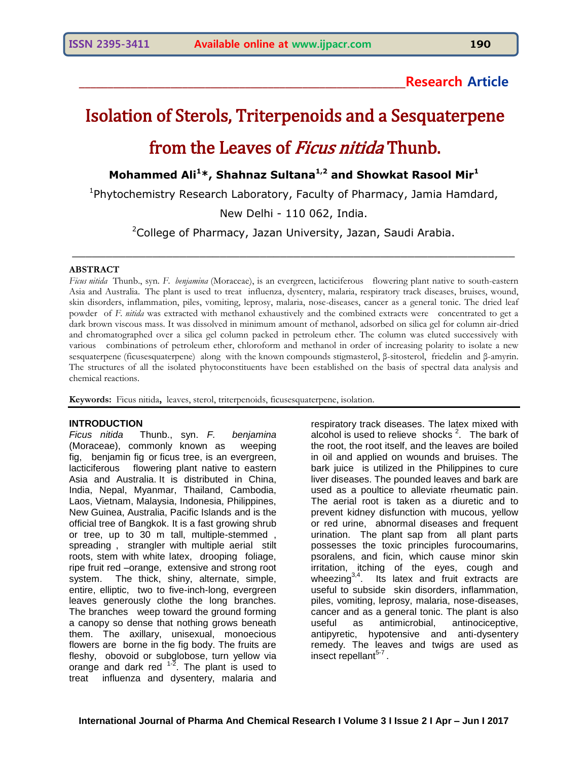Research Article

# Isolation of Sterols, Triterpenoids and a Sesquaterpene from the Leaves of *Ficus nitida* Thunb.

**Mohammed Ali[1]\*, Shahnaz Sultana[1,2] and Showkat Rasool Mir[1]**

[1]Phytochemistry Research Laboratory, Faculty of Pharmacy, Jamia Hamdard, New Delhi - 110 062, India.

[2]College of Pharmacy, Jazan University, Jazan, Saudi Arabia.

---

**ABSTRACT**

*Ficus nitida* Thunb., syn. *F. benjamina* (Moraceae), is an evergreen, lacticiferous flowering plant native to south-eastern Asia and Australia. The plant is used to treat influenza, dysentery, malaria, respiratory track diseases, bruises, wound, skin disorders, inflammation, piles, vomiting, leprosy, malaria, nose-diseases, cancer as a general tonic. The dried leaf powder of *F. nitida* was extracted with methanol exhaustively and the combined extracts were concentrated to get a dark brown viscous mass. It was dissolved in minimum amount of methanol, adsorbed on silica gel for column air-dried and chromatographed over a silica gel column packed in petroleum ether. The column was eluted successively with various combinations of petroleum ether, chloroform and methanol in order of increasing polarity to isolate a new sesquaterpene (ficusesquaterpene) along with the known compounds stigmasterol, β-sitosterol, friedelin and β-amyrin. The structures of all the isolated phytoconstituents have been established on the basis of spectral data analysis and chemical reactions.

**Keywords:** Ficus nitida**,** leaves, sterol, triterpenoids, ficusesquaterpene, isolation.

---

## INTRODUCTION

*Ficus nitida* Thunb., syn. *F. benjamina* (Moraceae), commonly known as weeping fig, benjamin fig or ficus tree, is an evergreen, lacticiferous flowering plant native to eastern Asia and Australia. It is distributed in China, India, Nepal, Myanmar, Thailand, Cambodia, Laos, Vietnam, Malaysia, Indonesia, Philippines, New Guinea, Australia, Pacific Islands and is the official tree of Bangkok. It is a fast growing shrub or tree, up to 30 m tall, multiple-stemmed , spreading , strangler with multiple aerial stilt roots, stem with white latex, drooping foliage, ripe fruit red –orange, extensive and strong root system. The thick, shiny, alternate, simple, entire, elliptic, two to five-inch-long, evergreen leaves generously clothe the long branches. The branches weep toward the ground forming a canopy so dense that nothing grows beneath them. The axillary, unisexual, monoecious flowers are borne in the fig body. The fruits are fleshy, obovoid or subglobose, turn yellow via orange and dark red [1-2]. The plant is used to treat influenza and dysentery, malaria and respiratory track diseases. The latex mixed with alcohol is used to relieve shocks [2]. The bark of the root, the root itself, and the leaves are boiled in oil and applied on wounds and bruises. The bark juice is utilized in the Philippines to cure liver diseases. The pounded leaves and bark are used as a poultice to alleviate rheumatic pain. The aerial root is taken as a diuretic and to prevent kidney disfunction with mucous, yellow or red urine, abnormal diseases and frequent urination. The plant sap from all plant parts possesses the toxic principles furocoumarins, psoralens, and ficin, which cause minor skin irritation, itching of the eyes, cough and wheezing[3,4]. Its latex and fruit extracts are useful to subside skin disorders, inflammation, piles, vomiting, leprosy, malaria, nose-diseases, cancer and as a general tonic. The plant is also useful as antimicrobial, antinociceptive, antipyretic, hypotensive and anti-dysentery remedy. The leaves and twigs are used as insect repellant[5-7].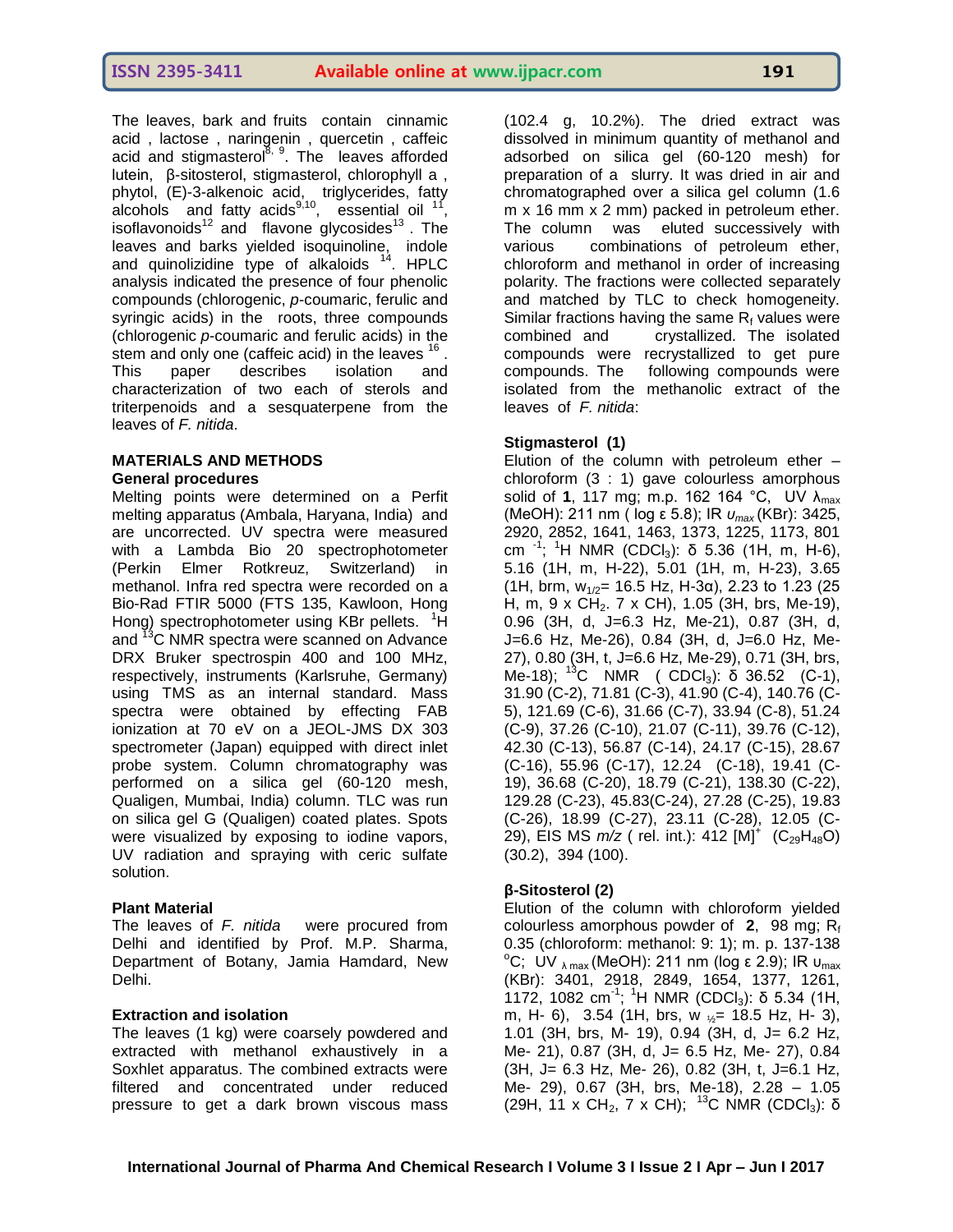The leaves, bark and fruits contain cinnamic acid , lactose , naringenin , quercetin , caffeic acid and stigmasterol[8, 9]. The leaves afforded lutein, β-sitosterol, stigmasterol, chlorophyll a , phytol, (E)-3-alkenoic acid, triglycerides, fatty alcohols and fatty acids[9,10], essential oil [11], isoflavonoids[12] and flavone glycosides[13] . The leaves and barks yielded isoquinoline, indole and quinolizidine type of alkaloids [14]. HPLC analysis indicated the presence of four phenolic compounds (chlorogenic, *p*-coumaric, ferulic and syringic acids) in the roots, three compounds (chlorogenic *p*-coumaric and ferulic acids) in the stem and only one (caffeic acid) in the leaves [16] . This paper describes isolation and characterization of two each of sterols and triterpenoids and a sesquaterpene from the leaves of *F. nitida*.

## MATERIALS AND METHODS

### General procedures

Melting points were determined on a Perfit melting apparatus (Ambala, Haryana, India) and are uncorrected. UV spectra were measured with a Lambda Bio 20 spectrophotometer (Perkin Elmer Rotkreuz, Switzerland) in methanol. Infra red spectra were recorded on a Bio-Rad FTIR 5000 (FTS 135, Kawloon, Hong Hong) spectrophotometer using KBr pellets. $^{1}$H and $^{13}$C NMR spectra were scanned on Advance DRX Bruker spectrospin 400 and 100 MHz, respectively, instruments (Karlsruhe, Germany) using TMS as an internal standard. Mass spectra were obtained by effecting FAB ionization at 70 eV on a JEOL-JMS DX 303 spectrometer (Japan) equipped with direct inlet probe system. Column chromatography was performed on a silica gel (60-120 mesh, Qualigen, Mumbai, India) column. TLC was run on silica gel G (Qualigen) coated plates. Spots were visualized by exposing to iodine vapors, UV radiation and spraying with ceric sulfate solution.

### Plant Material

The leaves of *F. nitida* were procured from Delhi and identified by Prof. M.P. Sharma, Department of Botany, Jamia Hamdard, New Delhi.

### Extraction and isolation

The leaves (1 kg) were coarsely powdered and extracted with methanol exhaustively in a Soxhlet apparatus. The combined extracts were filtered and concentrated under reduced pressure to get a dark brown viscous mass (102.4 g, 10.2%). The dried extract was dissolved in minimum quantity of methanol and adsorbed on silica gel (60-120 mesh) for preparation of a slurry. It was dried in air and chromatographed over a silica gel column (1.6 m x 16 mm x 2 mm) packed in petroleum ether. The column was eluted successively with various combinations of petroleum ether, chloroform and methanol in order of increasing polarity. The fractions were collected separately and matched by TLC to check homogeneity. Similar fractions having the same $R_f$ values were combined and crystallized. The isolated compounds were recrystallized to get pure compounds. The following compounds were isolated from the methanolic extract of the leaves of *F. nitida*:

### Stigmasterol (1)

Elution of the column with petroleum ether – chloroform (3 : 1) gave colourless amorphous solid of **1**, 117 mg; m.p. 162 164 °C, UV $\lambda_{max}$ (MeOH): 211 nm ( log ε 5.8); IR $\upsilon_{max}$ (KBr): 3425, 2920, 2852, 1641, 1463, 1373, 1225, 1173, 801 cm$^{-1}$; $^{1}$H NMR ($CDCl_3$): δ 5.36 (1H, m, H-6), 5.16 (1H, m, H-22), 5.01 (1H, m, H-23), 3.65 (1H, brm, $w_{1/2}$= 16.5 Hz, H-3α), 2.23 to 1.23 (25 H, m, 9 x $CH_2$. 7 x CH), 1.05 (3H, brs, Me-19), 0.96 (3H, d, J=6.3 Hz, Me-21), 0.87 (3H, d, J=6.6 Hz, Me-26), 0.84 (3H, d, J=6.0 Hz, Me-27), 0.80 (3H, t, J=6.6 Hz, Me-29), 0.71 (3H, brs, Me-18); $^{13}$C NMR ( $CDCl_3$): δ 36.52 (C-1), 31.90 (C-2), 71.81 (C-3), 41.90 (C-4), 140.76 (C-5), 121.69 (C-6), 31.66 (C-7), 33.94 (C-8), 51.24 (C-9), 37.26 (C-10), 21.07 (C-11), 39.76 (C-12), 42.30 (C-13), 56.87 (C-14), 24.17 (C-15), 28.67 (C-16), 55.96 (C-17), 12.24 (C-18), 19.41 (C-19), 36.68 (C-20), 18.79 (C-21), 138.30 (C-22), 129.28 (C-23), 45.83(C-24), 27.28 (C-25), 19.83 (C-26), 18.99 (C-27), 23.11 (C-28), 12.05 (C-29), EIS MS *m/z* ( rel. int.): 412 $[M]^+$ ($C_{29}H_{48}O$) (30.2), 394 (100).

### β-Sitosterol (2)

Elution of the column with chloroform yielded colourless amorphous powder of **2**, 98 mg; $R_f$ 0.35 (chloroform: methanol: 9: 1); m. p. 137-138 °C; UV $\lambda_{max}$ (MeOH): 211 nm (log ε 2.9); IR $\upsilon_{max}$ (KBr): 3401, 2918, 2849, 1654, 1377, 1261, 1172, 1082 cm$^{-1}$; $^{1}$H NMR ($CDCl_3$): δ 5.34 (1H, m, H- 6), 3.54 (1H, brs, $w_{1/2}$= 18.5 Hz, H- 3), 1.01 (3H, brs, M- 19), 0.94 (3H, d, J= 6.2 Hz, Me- 21), 0.87 (3H, d, J= 6.5 Hz, Me- 27), 0.84 (3H, J= 6.3 Hz, Me- 26), 0.82 (3H, t, J=6.1 Hz, Me- 29), 0.67 (3H, brs, Me-18), 2.28 – 1.05 (29H, 11 x $CH_2$, 7 x CH); $^{13}$C NMR ($CDCl_3$): δ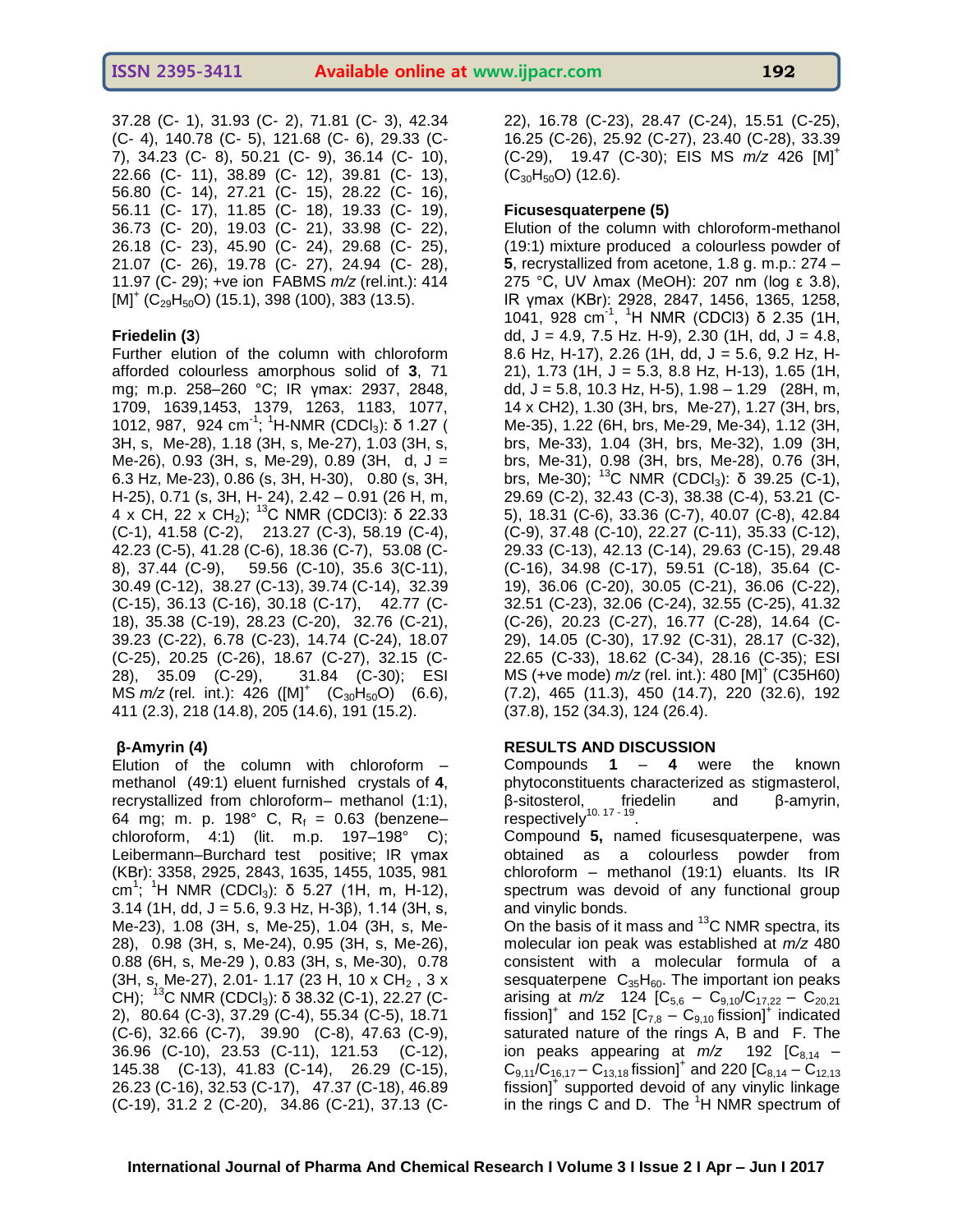37.28 (C- 1), 31.93 (C- 2), 71.81 (C- 3), 42.34 (C- 4), 140.78 (C- 5), 121.68 (C- 6), 29.33 (C- 7), 34.23 (C- 8), 50.21 (C- 9), 36.14 (C- 10), 22.66 (C- 11), 38.89 (C- 12), 39.81 (C- 13), 56.80 (C- 14), 27.21 (C- 15), 28.22 (C- 16), 56.11 (C- 17), 11.85 (C- 18), 19.33 (C- 19), 36.73 (C- 20), 19.03 (C- 21), 33.98 (C- 22), 26.18 (C- 23), 45.90 (C- 24), 29.68 (C- 25), 21.07 (C- 26), 19.78 (C- 27), 24.94 (C- 28), 11.97 (C- 29); +ve ion FABMS *m/z* (rel.int.): 414 $[M]^+$ ($C_{29}H_{50}O$) (15.1), 398 (100), 383 (13.5).

### Friedelin (3)

Further elution of the column with chloroform afforded colourless amorphous solid of **3**, 71 mg; m.p. 258–260 °C; IR γmax: 2937, 2848, 1709, 1639,1453, 1379, 1263, 1183, 1077, 1012, 987, 924 $cm^{-1}$; $^1$H-NMR ($CDCl_3$): δ 1.27 ( 3H, s, Me-28), 1.18 (3H, s, Me-27), 1.03 (3H, s, Me-26), 0.93 (3H, s, Me-29), 0.89 (3H, d, J = 6.3 Hz, Me-23), 0.86 (s, 3H, H-30), 0.80 (s, 3H, H-25), 0.71 (s, 3H, H- 24), 2.42 – 0.91 (26 H, m, 4 x CH, 22 x $CH_2$); $^{13}$C NMR (CDCl3): δ 22.33 (C-1), 41.58 (C-2), 213.27 (C-3), 58.19 (C-4), 42.23 (C-5), 41.28 (C-6), 18.36 (C-7), 53.08 (C-8), 37.44 (C-9), 59.56 (C-10), 35.6 3(C-11), 30.49 (C-12), 38.27 (C-13), 39.74 (C-14), 32.39 (C-15), 36.13 (C-16), 30.18 (C-17), 42.77 (C-18), 35.38 (C-19), 28.23 (C-20), 32.76 (C-21), 39.23 (C-22), 6.78 (C-23), 14.74 (C-24), 18.07 (C-25), 20.25 (C-26), 18.67 (C-27), 32.15 (C-28), 35.09 (C-29), 31.84 (C-30); ESI MS *m/z* (rel. int.): 426 ($[M]^+$ ($C_{30}H_{50}O$) (6.6), 411 (2.3), 218 (14.8), 205 (14.6), 191 (15.2).

### β-Amyrin (4)

Elution of the column with chloroform – methanol (49:1) eluent furnished crystals of **4**, recrystallized from chloroform– methanol (1:1), 64 mg; m. p. 198° C, $R_f$ = 0.63 (benzene–chloroform, 4:1) (lit. m.p. 197–198° C); Leibermann–Burchard test positive; IR γmax (KBr): 3358, 2925, 2843, 1635, 1455, 1035, 981 $cm^1$; $^1$H NMR ($CDCl_3$): δ 5.27 (1H, m, H-12), 3.14 (1H, dd, J = 5.6, 9.3 Hz, H-3β), 1.14 (3H, s, Me-23), 1.08 (3H, s, Me-25), 1.04 (3H, s, Me-28), 0.98 (3H, s, Me-24), 0.95 (3H, s, Me-26), 0.88 (6H, s, Me-29 ), 0.83 (3H, s, Me-30), 0.78 (3H, s, Me-27), 2.01- 1.17 (23 H, 10 x $CH_2$ , 3 x CH); $^{13}$C NMR ($CDCl_3$): δ 38.32 (C-1), 22.27 (C-2), 80.64 (C-3), 37.29 (C-4), 55.34 (C-5), 18.71 (C-6), 32.66 (C-7), 39.90 (C-8), 47.63 (C-9), 36.96 (C-10), 23.53 (C-11), 121.53 (C-12), 145.38 (C-13), 41.83 (C-14), 26.29 (C-15), 26.23 (C-16), 32.53 (C-17), 47.37 (C-18), 46.89 (C-19), 31.2 2 (C-20), 34.86 (C-21), 37.13 (C-22), 16.78 (C-23), 28.47 (C-24), 15.51 (C-25), 16.25 (C-26), 25.92 (C-27), 23.40 (C-28), 33.39 (C-29), 19.47 (C-30); EIS MS *m/z* 426 $[M]^+$ ($C_{30}H_{50}O$) (12.6).

### Ficusesquaterpene (5)

Elution of the column with chloroform-methanol (19:1) mixture produced a colourless powder of **5**, recrystallized from acetone, 1.8 g. m.p.: 274 – 275 °C, UV λmax (MeOH): 207 nm (log ε 3.8), IR γmax (KBr): 2928, 2847, 1456, 1365, 1258, 1041, 928 $cm^{-1}$, $^1$H NMR (CDCl3) δ 2.35 (1H, dd, J = 4.9, 7.5 Hz. H-9), 2.30 (1H, dd, J = 4.8, 8.6 Hz, H-17), 2.26 (1H, dd, J = 5.6, 9.2 Hz, H-21), 1.73 (1H, J = 5.3, 8.8 Hz, H-13), 1.65 (1H, dd, J = 5.8, 10.3 Hz, H-5), 1.98 – 1.29 (28H, m, 14 x CH2), 1.30 (3H, brs, Me-27), 1.27 (3H, brs, Me-35), 1.22 (6H, brs, Me-29, Me-34), 1.12 (3H, brs, Me-33), 1.04 (3H, brs, Me-32), 1.09 (3H, brs, Me-31), 0.98 (3H, brs, Me-28), 0.76 (3H, brs, Me-30); $^{13}$C NMR ($CDCl_3$): δ 39.25 (C-1), 29.69 (C-2), 32.43 (C-3), 38.38 (C-4), 53.21 (C-5), 18.31 (C-6), 33.36 (C-7), 40.07 (C-8), 42.84 (C-9), 37.48 (C-10), 22.27 (C-11), 35.33 (C-12), 29.33 (C-13), 42.13 (C-14), 29.63 (C-15), 29.48 (C-16), 34.98 (C-17), 59.51 (C-18), 35.64 (C-19), 36.06 (C-20), 30.05 (C-21), 36.06 (C-22), 32.51 (C-23), 32.06 (C-24), 32.55 (C-25), 41.32 (C-26), 20.23 (C-27), 16.77 (C-28), 14.64 (C-29), 14.05 (C-30), 17.92 (C-31), 28.17 (C-32), 22.65 (C-33), 18.62 (C-34), 28.16 (C-35); ESI MS (+ve mode) *m/z* (rel. int.): 480 $[M]^+$ (C35H60) (7.2), 465 (11.3), 450 (14.7), 220 (32.6), 192 (37.8), 152 (34.3), 124 (26.4).

## RESULTS AND DISCUSSION

Compounds **1** – **4** were the known phytoconstituents characterized as stigmasterol, β-sitosterol, friedelin and β-amyrin, respectively[10, 17 - 19].

Compound **5,** named ficusesquaterpene, was obtained as a colourless powder from chloroform – methanol (19:1) eluants. Its IR spectrum was devoid of any functional group and vinylic bonds.

On the basis of it mass and $^{13}$C NMR spectra, its molecular ion peak was established at *m/z* 480 consistent with a molecular formula of a sesquaterpene $C_{35}H_{60}$. The important ion peaks arising at *m/z* 124 $[C_{5,6} – C_{9,10}/C_{17,22} – C_{20,21}$ fission$]^+$ and 152 $[C_{7,8} – C_{9,10}$ fission$]^+$ indicated saturated nature of the rings A, B and F. The ion peaks appearing at *m/z* 192 $[C_{8,14} – C_{9,11}/C_{16,17} – C_{13,18}$ fission$]^+$ and 220 $[C_{8,14} – C_{12,13}$ fission$]^+$ supported devoid of any vinylic linkage in the rings C and D. The $^1$H NMR spectrum of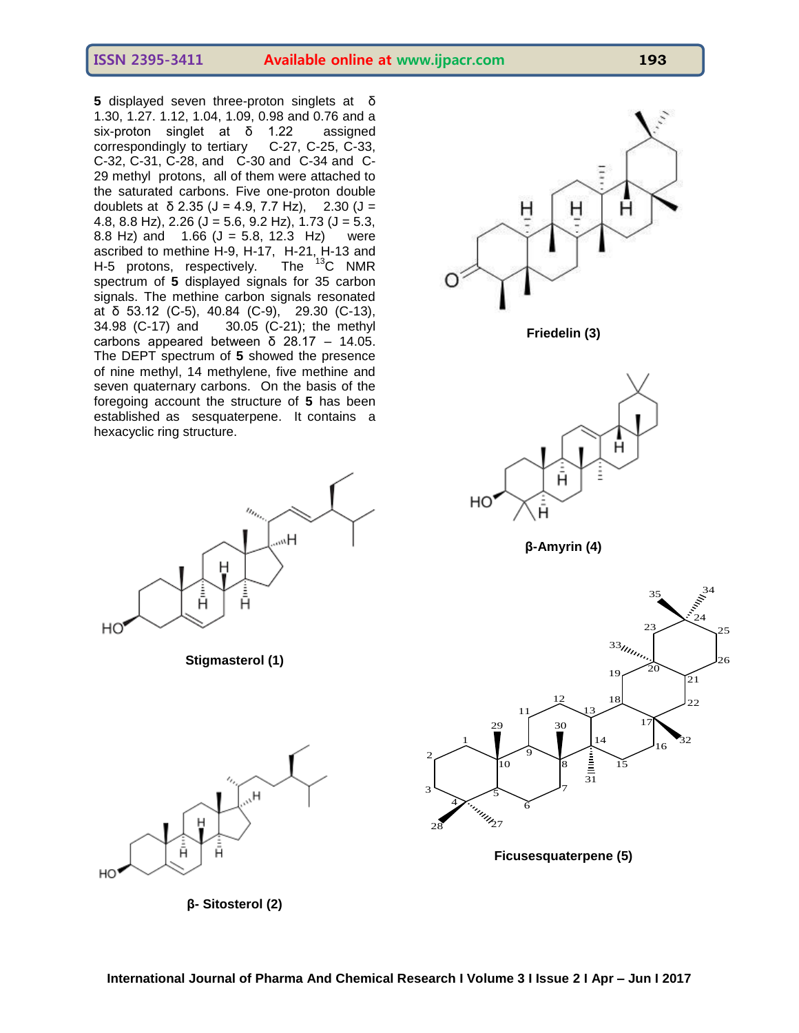**5** displayed seven three-proton singlets at δ 1.30, 1.27. 1.12, 1.04, 1.09, 0.98 and 0.76 and a six-proton singlet at δ 1.22 assigned correspondingly to tertiary C-27, C-25, C-33, C-32, C-31, C-28, and C-30 and C-34 and C-29 methyl protons, all of them were attached to the saturated carbons. Five one-proton double doublets at δ 2.35 (J = 4.9, 7.7 Hz), 2.30 (J = 4.8, 8.8 Hz), 2.26 (J = 5.6, 9.2 Hz), 1.73 (J = 5.3, 8.8 Hz) and 1.66 (J = 5.8, 12.3 Hz) were ascribed to methine H-9, H-17, H-21, H-13 and H-5 protons, respectively. The $^{13}C$ NMR spectrum of **5** displayed signals for 35 carbon signals. The methine carbon signals resonated at δ 53.12 (C-5), 40.84 (C-9), 29.30 (C-13), 34.98 (C-17) and 30.05 (C-21); the methyl carbons appeared between δ 28.17 – 14.05. The DEPT spectrum of **5** showed the presence of nine methyl, 14 methylene, five methine and seven quaternary carbons. On the basis of the foregoing account the structure of **5** has been established as sesquaterpene. It contains a hexacyclic ring structure.

**Stigmasterol (1)**

**β- Sitosterol (2)**

**Friedelin (3)**

**β-Amyrin (4)**

**Ficusesquaterpene (5)**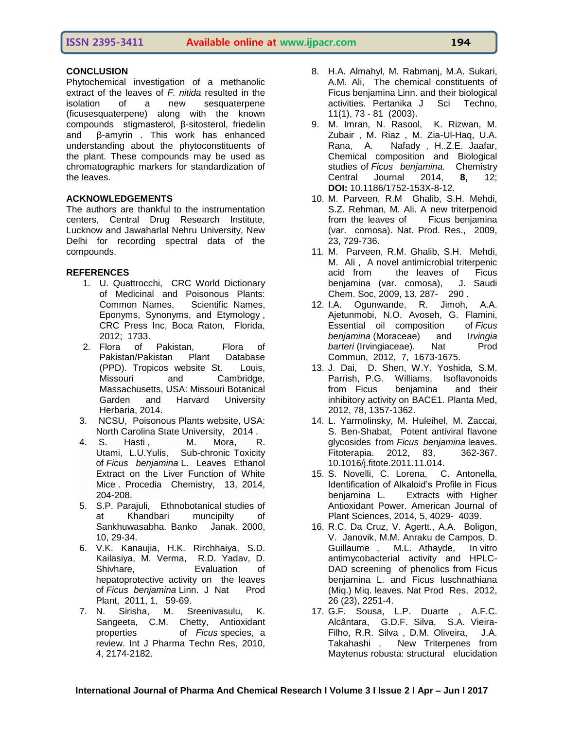## CONCLUSION

Phytochemical investigation of a methanolic extract of the leaves of *F. nitida* resulted in the isolation of a new sesquaterpene (ficusesquaterpene) along with the known compounds stigmasterol, β-sitosterol, friedelin and β-amyrin . This work has enhanced understanding about the phytoconstituents of the plant. These compounds may be used as chromatographic markers for standardization of the leaves.

## ACKNOWLEDGEMENTS

The authors are thankful to the instrumentation centers, Central Drug Research Institute, Lucknow and Jawaharlal Nehru University, New Delhi for recording spectral data of the compounds.

## REFERENCES

1. U. Quattrocchi, CRC World Dictionary of Medicinal and Poisonous Plants: Common Names, Scientific Names, Eponyms, Synonyms, and Etymology , CRC Press Inc, Boca Raton, Florida, 2012; 1733.
2. Flora of Pakistan, Flora of Pakistan/Pakistan Plant Database (PPD). Tropicos website St. Louis, Missouri and Cambridge, Massachusetts, USA: Missouri Botanical Garden and Harvard University Herbaria, 2014.
3. NCSU, Poisonous Plants website, USA: North Carolina State University, 2014 .
4. S. Hasti , M. Mora, R. Utami, L.U.Yulis, Sub-chronic Toxicity of *Ficus benjamina* L. Leaves Ethanol Extract on the Liver Function of White Mice . Procedia Chemistry, 13, 2014, 204-208.
5. S.P. Parajuli, Ethnobotanical studies of at Khandbari muncipilty of Sankhuwasabha. Banko Janak. 2000, 10, 29-34.
6. V.K. Kanaujia, H.K. Rirchhaiya, S.D. Kailasiya, M. Verma, R.D. Yadav, D. Shivhare, Evaluation of hepatoprotective activity on the leaves of *Ficus benjamina* Linn. J Nat Prod Plant, 2011, 1, 59-69.
7. N. Sirisha, M. Sreenivasulu, K. Sangeeta, C.M. Chetty, Antioxidant properties of *Ficus* species, a review. Int J Pharma Techn Res, 2010, 4, 2174-2182.
8. H.A. Almahyl, M. Rabmanj, M.A. Sukari, A.M. Ali, The chemical constituents of Ficus benjamina Linn. and their biological activities. Pertanika J Sci Techno, 11(1), 73 - 81 (2003).
9. M. Imran, N. Rasool, K. Rizwan, M. Zubair , M. Riaz , M. Zia-Ul-Haq, U.A. Rana, A. Nafady , H..Z.E. Jaafar, Chemical composition and Biological studies of *Ficus benjamina.* Chemistry Central Journal 2014, **8,** 12; **DOI:** 10.1186/1752-153X-8-12.
10. M. Parveen, R.M Ghalib, S.H. Mehdi, S.Z. Rehman, M. Ali. A new triterpenoid from the leaves of Ficus benjamina (var. comosa). Nat. Prod. Res., 2009, 23, 729-736.
11. M. Parveen, R.M. Ghalib, S.H. Mehdi, M. Ali , A novel antimicrobial triterpenic acid from the leaves of Ficus benjamina (var. comosa), J. Saudi Chem. Soc, 2009, 13, 287- 290 .
12. I.A. Ogunwande, R. Jimoh, A.A. Ajetunmobi, N.O. Avoseh, G. Flamini, Essential oil composition of *Ficus benjamina* (Moraceae) and I*rvingia barteri* (Irvingiaceae). Nat Prod Commun, 2012, 7, 1673-1675.
13. J. Dai, D. Shen, W.Y. Yoshida, S.M. Parrish, P.G. Williams, Isoflavonoids from Ficus benjamina and their inhibitory activity on BACE1. Planta Med, 2012, 78, 1357-1362.
14. L. Yarmolinsky, M. Huleihel, M. Zaccai, S. Ben-Shabat, Potent antiviral flavone glycosides from *Ficus benjamina* leaves. Fitoterapia. 2012, 83, 362-367. 10.1016/j.fitote.2011.11.014.
15. S. Novelli, C. Lorena, C. Antonella, Identification of Alkaloid's Profile in Ficus benjamina L. Extracts with Higher Antioxidant Power. American Journal of Plant Sciences, 2014, 5, 4029- 4039.
16. R.C. Da Cruz, V. Agertt., A.A. Boligon, V. Janovik, M.M. Anraku de Campos, D. Guillaume , M.L. Athayde, In vitro antimycobacterial activity and HPLC-DAD screening of phenolics from Ficus benjamina L. and Ficus luschnathiana (Miq.) Miq. leaves. Nat Prod Res, 2012, 26 (23), 2251-4.
17. G.F. Sousa, L.P. Duarte , A.F.C. Alcântara, G.D.F. Silva, S.A. Vieira-Filho, R.R. Silva , D.M. Oliveira, J.A. Takahashi , New Triterpenes from Maytenus robusta: structural elucidation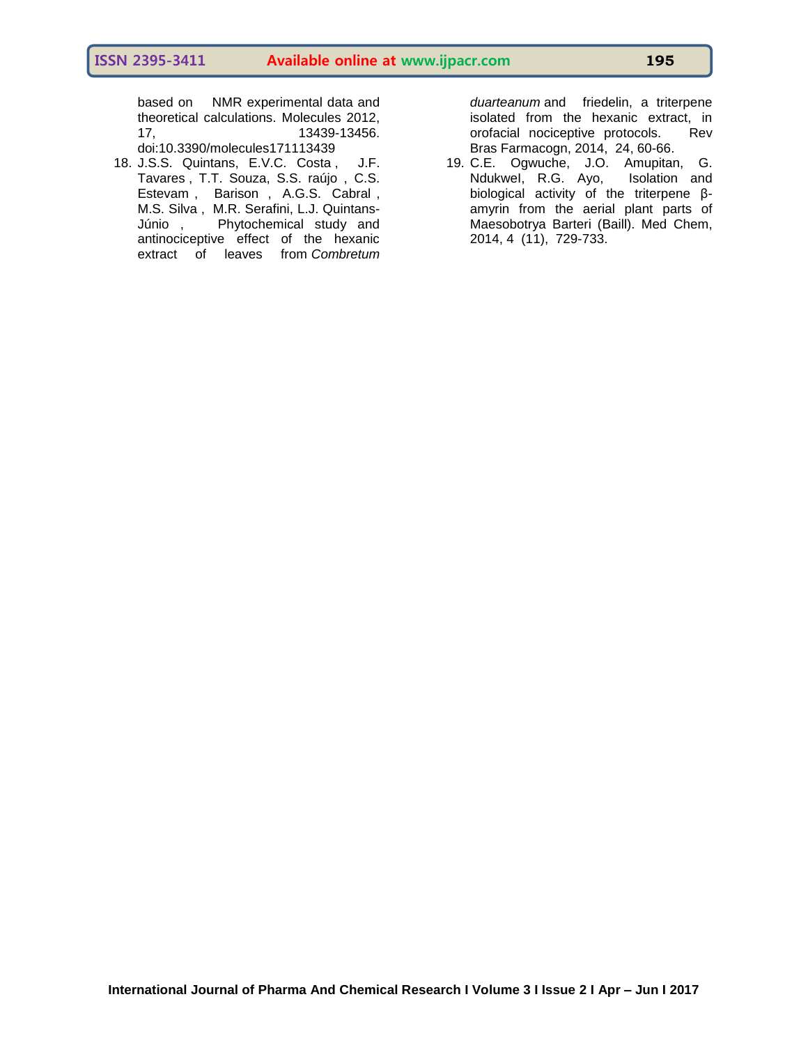based on NMR experimental data and theoretical calculations. Molecules 2012, 17, 13439-13456. doi:10.3390/molecules171113439

18. J.S.S. Quintans, E.V.C. Costa , J.F. Tavares , T.T. Souza, S.S. raújo , C.S. Estevam , Barison , A.G.S. Cabral , M.S. Silva , M.R. Serafini, L.J. Quintans-Júnio , Phytochemical study and antinociceptive effect of the hexanic extract of leaves from *Combretum duarteanum* and friedelin, a triterpene isolated from the hexanic extract, in orofacial nociceptive protocols. Rev Bras Farmacogn, 2014, 24, 60-66.
19. C.E. Ogwuche, J.O. Amupitan, G. NdukweI, R.G. Ayo, Isolation and biological activity of the triterpene β-amyrin from the aerial plant parts of Maesobotrya Barteri (Baill). Med Chem, 2014, 4 (11), 729-733.